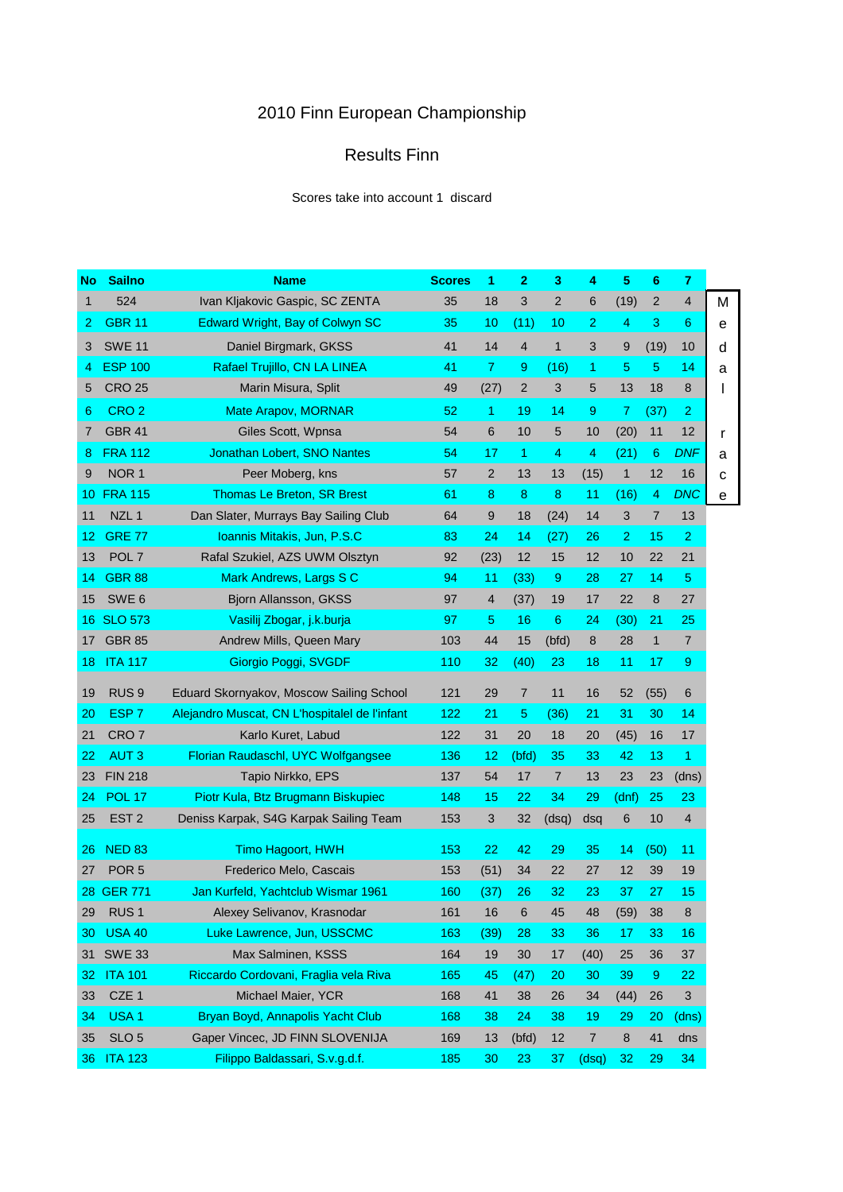# 2010 Finn European Championship

## Results Finn

Scores take into account 1 discard

| No | Sailno | Name | Scores | 1 | 2 | 3 | 4 | 5 | 6 | 7 |
|---|---|---|---|---|---|---|---|---|---|---|
| 1 | 524 | Ivan Kljakovic Gaspic, SC ZENTA | 35 | 18 | 3 | 2 | 6 | (19) | 2 | 4 |
| 2 | GBR 11 | Edward Wright, Bay of Colwyn SC | 35 | 10 | (11) | 10 | 2 | 4 | 3 | 6 |
| 3 | SWE 11 | Daniel Birgmark, GKSS | 41 | 14 | 4 | 1 | 3 | 9 | (19) | 10 |
| 4 | ESP 100 | Rafael Trujillo, CN LA LINEA | 41 | 7 | 9 | (16) | 1 | 5 | 5 | 14 |
| 5 | CRO 25 | Marin Misura, Split | 49 | (27) | 2 | 3 | 5 | 13 | 18 | 8 |
| 6 | CRO 2 | Mate Arapov, MORNAR | 52 | 1 | 19 | 14 | 9 | 7 | (37) | 2 |
| 7 | GBR 41 | Giles Scott, Wpnsa | 54 | 6 | 10 | 5 | 10 | (20) | 11 | 12 |
| 8 | FRA 112 | Jonathan Lobert, SNO Nantes | 54 | 17 | 1 | 4 | 4 | (21) | 6 | *DNF* |
| 9 | NOR 1 | Peer Moberg, kns | 57 | 2 | 13 | 13 | (15) | 1 | 12 | 16 |
| 10 | FRA 115 | Thomas Le Breton, SR Brest | 61 | 8 | 8 | 8 | 11 | (16) | 4 | *DNC* |
| 11 | NZL 1 | Dan Slater, Murrays Bay Sailing Club | 64 | 9 | 18 | (24) | 14 | 3 | 7 | 13 |
| 12 | GRE 77 | Ioannis Mitakis, Jun, P.S.C | 83 | 24 | 14 | (27) | 26 | 2 | 15 | 2 |
| 13 | POL 7 | Rafal Szukiel, AZS UWM Olsztyn | 92 | (23) | 12 | 15 | 12 | 10 | 22 | 21 |
| 14 | GBR 88 | Mark Andrews, Largs S C | 94 | 11 | (33) | 9 | 28 | 27 | 14 | 5 |
| 15 | SWE 6 | Bjorn Allansson, GKSS | 97 | 4 | (37) | 19 | 17 | 22 | 8 | 27 |
| 16 | SLO 573 | Vasilij Zbogar, j.k.burja | 97 | 5 | 16 | 6 | 24 | (30) | 21 | 25 |
| 17 | GBR 85 | Andrew Mills, Queen Mary | 103 | 44 | 15 | (bfd) | 8 | 28 | 1 | 7 |
| 18 | ITA 117 | Giorgio Poggi, SVGDF | 110 | 32 | (40) | 23 | 18 | 11 | 17 | 9 |
| 19 | RUS 9 | Eduard Skornyakov, Moscow Sailing School | 121 | 29 | 7 | 11 | 16 | 52 | (55) | 6 |
| 20 | ESP 7 | Alejandro Muscat, CN L'hospitalel de l'infant | 122 | 21 | 5 | (36) | 21 | 31 | 30 | 14 |
| 21 | CRO 7 | Karlo Kuret, Labud | 122 | 31 | 20 | 18 | 20 | (45) | 16 | 17 |
| 22 | AUT 3 | Florian Raudaschl, UYC Wolfgangsee | 136 | 12 | (bfd) | 35 | 33 | 42 | 13 | 1 |
| 23 | FIN 218 | Tapio Nirkko, EPS | 137 | 54 | 17 | 7 | 13 | 23 | 23 | (dns) |
| 24 | POL 17 | Piotr Kula, Btz Brugmann Biskupiec | 148 | 15 | 22 | 34 | 29 | (dnf) | 25 | 23 |
| 25 | EST 2 | Deniss Karpak, S4G Karpak Sailing Team | 153 | 3 | 32 | (dsq) | dsq | 6 | 10 | 4 |
| 26 | NED 83 | Timo Hagoort, HWH | 153 | 22 | 42 | 29 | 35 | 14 | (50) | 11 |
| 27 | POR 5 | Frederico Melo, Cascais | 153 | (51) | 34 | 22 | 27 | 12 | 39 | 19 |
| 28 | GER 771 | Jan Kurfeld, Yachtclub Wismar 1961 | 160 | (37) | 26 | 32 | 23 | 37 | 27 | 15 |
| 29 | RUS 1 | Alexey Selivanov, Krasnodar | 161 | 16 | 6 | 45 | 48 | (59) | 38 | 8 |
| 30 | USA 40 | Luke Lawrence, Jun, USSCMC | 163 | (39) | 28 | 33 | 36 | 17 | 33 | 16 |
| 31 | SWE 33 | Max Salminen, KSSS | 164 | 19 | 30 | 17 | (40) | 25 | 36 | 37 |
| 32 | ITA 101 | Riccardo Cordovani, Fraglia vela Riva | 165 | 45 | (47) | 20 | 30 | 39 | 9 | 22 |
| 33 | CZE 1 | Michael Maier, YCR | 168 | 41 | 38 | 26 | 34 | (44) | 26 | 3 |
| 34 | USA 1 | Bryan Boyd, Annapolis Yacht Club | 168 | 38 | 24 | 38 | 19 | 29 | 20 | (dns) |
| 35 | SLO 5 | Gaper Vincec, JD FINN SLOVENIJA | 169 | 13 | (bfd) | 12 | 7 | 8 | 41 | dns |
| 36 | ITA 123 | Filippo Baldassari, S.v.g.d.f. | 185 | 30 | 23 | 37 | (dsq) | 32 | 29 | 34 |

Medal race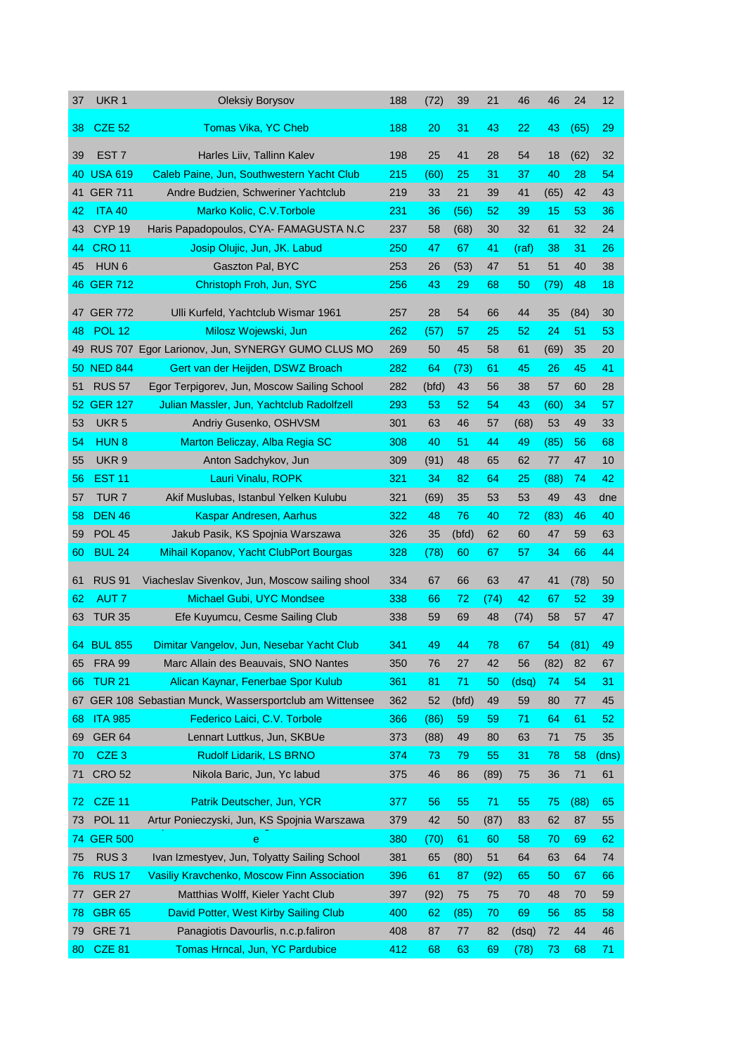| 37 | UKR 1 | Oleksiy Borysov | 188 | (72) | 39 | 21 | 46 | 46 | 24 | 12 |
|---|---|---|---|---|---|---|---|---|---|---|
| 38 | CZE 52 | Tomas Vika, YC Cheb | 188 | 20 | 31 | 43 | 22 | 43 | (65) | 29 |
| 39 | EST 7 | Harles Liiv, Tallinn Kalev | 198 | 25 | 41 | 28 | 54 | 18 | (62) | 32 |
| 40 | USA 619 | Caleb Paine, Jun, Southwestern Yacht Club | 215 | (60) | 25 | 31 | 37 | 40 | 28 | 54 |
| 41 | GER 711 | Andre Budzien, Schweriner Yachtclub | 219 | 33 | 21 | 39 | 41 | (65) | 42 | 43 |
| 42 | ITA 40 | Marko Kolic, C.V.Torbole | 231 | 36 | (56) | 52 | 39 | 15 | 53 | 36 |
| 43 | CYP 19 | Haris Papadopoulos, CYA- FAMAGUSTA N.C | 237 | 58 | (68) | 30 | 32 | 61 | 32 | 24 |
| 44 | CRO 11 | Josip Olujic, Jun, JK. Labud | 250 | 47 | 67 | 41 | (raf) | 38 | 31 | 26 |
| 45 | HUN 6 | Gaszton Pal, BYC | 253 | 26 | (53) | 47 | 51 | 51 | 40 | 38 |
| 46 | GER 712 | Christoph Froh, Jun, SYC | 256 | 43 | 29 | 68 | 50 | (79) | 48 | 18 |
| 47 | GER 772 | Ulli Kurfeld, Yachtclub Wismar 1961 | 257 | 28 | 54 | 66 | 44 | 35 | (84) | 30 |
| 48 | POL 12 | Milosz Wojewski, Jun | 262 | (57) | 57 | 25 | 52 | 24 | 51 | 53 |
| 49 | RUS 707 | Egor Larionov, Jun, SYNERGY GUMO CLUS MO | 269 | 50 | 45 | 58 | 61 | (69) | 35 | 20 |
| 50 | NED 844 | Gert van der Heijden, DSWZ Broach | 282 | 64 | (73) | 61 | 45 | 26 | 45 | 41 |
| 51 | RUS 57 | Egor Terpigorev, Jun, Moscow Sailing School | 282 | (bfd) | 43 | 56 | 38 | 57 | 60 | 28 |
| 52 | GER 127 | Julian Massler, Jun, Yachtclub Radolfzell | 293 | 53 | 52 | 54 | 43 | (60) | 34 | 57 |
| 53 | UKR 5 | Andriy Gusenko, OSHVSM | 301 | 63 | 46 | 57 | (68) | 53 | 49 | 33 |
| 54 | HUN 8 | Marton Beliczay, Alba Regia SC | 308 | 40 | 51 | 44 | 49 | (85) | 56 | 68 |
| 55 | UKR 9 | Anton Sadchykov, Jun | 309 | (91) | 48 | 65 | 62 | 77 | 47 | 10 |
| 56 | EST 11 | Lauri Vinalu, ROPK | 321 | 34 | 82 | 64 | 25 | (88) | 74 | 42 |
| 57 | TUR 7 | Akif Muslubas, Istanbul Yelken Kulubu | 321 | (69) | 35 | 53 | 53 | 49 | 43 | dne |
| 58 | DEN 46 | Kaspar Andresen, Aarhus | 322 | 48 | 76 | 40 | 72 | (83) | 46 | 40 |
| 59 | POL 45 | Jakub Pasik, KS Spojnia Warszawa | 326 | 35 | (bfd) | 62 | 60 | 47 | 59 | 63 |
| 60 | BUL 24 | Mihail Kopanov, Yacht ClubPort Bourgas | 328 | (78) | 60 | 67 | 57 | 34 | 66 | 44 |
| 61 | RUS 91 | Viacheslav Sivenkov, Jun, Moscow sailing shool | 334 | 67 | 66 | 63 | 47 | 41 | (78) | 50 |
| 62 | AUT 7 | Michael Gubi, UYC Mondsee | 338 | 66 | 72 | (74) | 42 | 67 | 52 | 39 |
| 63 | TUR 35 | Efe Kuyumcu, Cesme Sailing Club | 338 | 59 | 69 | 48 | (74) | 58 | 57 | 47 |
| 64 | BUL 855 | Dimitar Vangelov, Jun, Nesebar Yacht Club | 341 | 49 | 44 | 78 | 67 | 54 | (81) | 49 |
| 65 | FRA 99 | Marc Allain des Beauvais, SNO Nantes | 350 | 76 | 27 | 42 | 56 | (82) | 82 | 67 |
| 66 | TUR 21 | Alican Kaynar, Fenerbae Spor Kulub | 361 | 81 | 71 | 50 | (dsq) | 74 | 54 | 31 |
| 67 | GER 108 | Sebastian Munck, Wassersportclub am Wittensee | 362 | 52 | (bfd) | 49 | 59 | 80 | 77 | 45 |
| 68 | ITA 985 | Federico Laici, C.V. Torbole | 366 | (86) | 59 | 59 | 71 | 64 | 61 | 52 |
| 69 | GER 64 | Lennart Luttkus, Jun, SKBUe | 373 | (88) | 49 | 80 | 63 | 71 | 75 | 35 |
| 70 | CZE 3 | Rudolf Lidarik, LS BRNO | 374 | 73 | 79 | 55 | 31 | 78 | 58 | (dns) |
| 71 | CRO 52 | Nikola Baric, Jun, Yc labud | 375 | 46 | 86 | (89) | 75 | 36 | 71 | 61 |
| 72 | CZE 11 | Patrik Deutscher, Jun, YCR | 377 | 56 | 55 | 71 | 55 | 75 | (88) | 65 |
| 73 | POL 11 | Artur Ponieczyski, Jun, KS Spojnia Warszawa | 379 | 42 | 50 | (87) | 83 | 62 | 87 | 55 |
| 74 | GER 500 | e | 380 | (70) | 61 | 60 | 58 | 70 | 69 | 62 |
| 75 | RUS 3 | Ivan Izmestyev, Jun, Tolyatty Sailing School | 381 | 65 | (80) | 51 | 64 | 63 | 64 | 74 |
| 76 | RUS 17 | Vasiliy Kravchenko, Moscow Finn Association | 396 | 61 | 87 | (92) | 65 | 50 | 67 | 66 |
| 77 | GER 27 | Matthias Wolff, Kieler Yacht Club | 397 | (92) | 75 | 75 | 70 | 48 | 70 | 59 |
| 78 | GBR 65 | David Potter, West Kirby Sailing Club | 400 | 62 | (85) | 70 | 69 | 56 | 85 | 58 |
| 79 | GRE 71 | Panagiotis Davourlis, n.c.p.faliron | 408 | 87 | 77 | 82 | (dsq) | 72 | 44 | 46 |
| 80 | CZE 81 | Tomas Hrncal, Jun, YC Pardubice | 412 | 68 | 63 | 69 | (78) | 73 | 68 | 71 |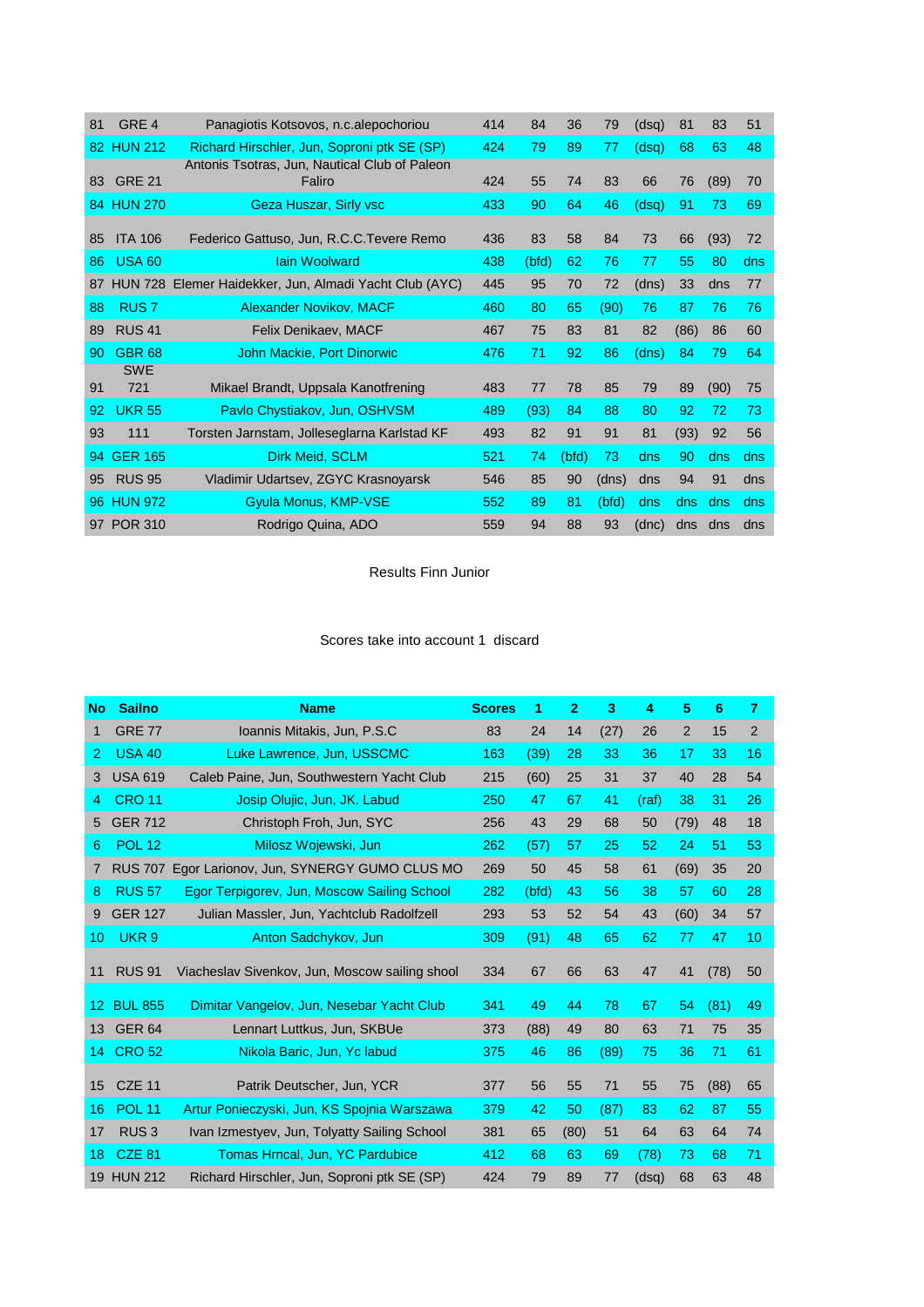| | | | | | | | | | | |
|---|---|---|---|---|---|---|---|---|---|---|
| 81 | GRE 4 | Panagiotis Kotsovos, n.c.alepochoriou | 414 | 84 | 36 | 79 | (dsq) | 81 | 83 | 51 |
| 82 | HUN 212 | Richard Hirschler, Jun, Soproni ptk SE (SP) | 424 | 79 | 89 | 77 | (dsq) | 68 | 63 | 48 |
| 83 | GRE 21 | Antonis Tsotras, Jun, Nautical Club of Paleon Faliro | 424 | 55 | 74 | 83 | 66 | 76 | (89) | 70 |
| 84 | HUN 270 | Geza Huszar, Sirly vsc | 433 | 90 | 64 | 46 | (dsq) | 91 | 73 | 69 |
| 85 | ITA 106 | Federico Gattuso, Jun, R.C.C.Tevere Remo | 436 | 83 | 58 | 84 | 73 | 66 | (93) | 72 |
| 86 | USA 60 | Iain Woolward | 438 | (bfd) | 62 | 76 | 77 | 55 | 80 | dns |
| 87 | HUN 728 | Elemer Haidekker, Jun, Almadi Yacht Club (AYC) | 445 | 95 | 70 | 72 | (dns) | 33 | dns | 77 |
| 88 | RUS 7 | Alexander Novikov, MACF | 460 | 80 | 65 | (90) | 76 | 87 | 76 | 76 |
| 89 | RUS 41 | Felix Denikaev, MACF | 467 | 75 | 83 | 81 | 82 | (86) | 86 | 60 |
| 90 | GBR 68 | John Mackie, Port Dinorwic | 476 | 71 | 92 | 86 | (dns) | 84 | 79 | 64 |
| 91 | SWE 721 | Mikael Brandt, Uppsala Kanotfrening | 483 | 77 | 78 | 85 | 79 | 89 | (90) | 75 |
| 92 | UKR 55 | Pavlo Chystiakov, Jun, OSHVSM | 489 | (93) | 84 | 88 | 80 | 92 | 72 | 73 |
| 93 | 111 | Torsten Jarnstam, Jolleseglarna Karlstad KF | 493 | 82 | 91 | 91 | 81 | (93) | 92 | 56 |
| 94 | GER 165 | Dirk Meid, SCLM | 521 | 74 | (bfd) | 73 | dns | 90 | dns | dns |
| 95 | RUS 95 | Vladimir Udartsev, ZGYC Krasnoyarsk | 546 | 85 | 90 | (dns) | dns | 94 | 91 | dns |
| 96 | HUN 972 | Gyula Monus, KMP-VSE | 552 | 89 | 81 | (bfd) | dns | dns | dns | dns |
| 97 | POR 310 | Rodrigo Quina, ADO | 559 | 94 | 88 | 93 | (dnc) | dns | dns | dns |

Results Finn Junior

Scores take into account 1 discard

| No | Sailno | Name | Scores | 1 | 2 | 3 | 4 | 5 | 6 | 7 |
|---|---|---|---|---|---|---|---|---|---|---|
| 1 | GRE 77 | Ioannis Mitakis, Jun, P.S.C | 83 | 24 | 14 | (27) | 26 | 2 | 15 | 2 |
| 2 | USA 40 | Luke Lawrence, Jun, USSCMC | 163 | (39) | 28 | 33 | 36 | 17 | 33 | 16 |
| 3 | USA 619 | Caleb Paine, Jun, Southwestern Yacht Club | 215 | (60) | 25 | 31 | 37 | 40 | 28 | 54 |
| 4 | CRO 11 | Josip Olujic, Jun, JK. Labud | 250 | 47 | 67 | 41 | (raf) | 38 | 31 | 26 |
| 5 | GER 712 | Christoph Froh, Jun, SYC | 256 | 43 | 29 | 68 | 50 | (79) | 48 | 18 |
| 6 | POL 12 | Milosz Wojewski, Jun | 262 | (57) | 57 | 25 | 52 | 24 | 51 | 53 |
| 7 | RUS 707 | Egor Larionov, Jun, SYNERGY GUMO CLUS MO | 269 | 50 | 45 | 58 | 61 | (69) | 35 | 20 |
| 8 | RUS 57 | Egor Terpigorev, Jun, Moscow Sailing School | 282 | (bfd) | 43 | 56 | 38 | 57 | 60 | 28 |
| 9 | GER 127 | Julian Massler, Jun, Yachtclub Radolfzell | 293 | 53 | 52 | 54 | 43 | (60) | 34 | 57 |
| 10 | UKR 9 | Anton Sadchykov, Jun | 309 | (91) | 48 | 65 | 62 | 77 | 47 | 10 |
| 11 | RUS 91 | Viacheslav Sivenkov, Jun, Moscow sailing shool | 334 | 67 | 66 | 63 | 47 | 41 | (78) | 50 |
| 12 | BUL 855 | Dimitar Vangelov, Jun, Nesebar Yacht Club | 341 | 49 | 44 | 78 | 67 | 54 | (81) | 49 |
| 13 | GER 64 | Lennart Luttkus, Jun, SKBUe | 373 | (88) | 49 | 80 | 63 | 71 | 75 | 35 |
| 14 | CRO 52 | Nikola Baric, Jun, Yc labud | 375 | 46 | 86 | (89) | 75 | 36 | 71 | 61 |
| 15 | CZE 11 | Patrik Deutscher, Jun, YCR | 377 | 56 | 55 | 71 | 55 | 75 | (88) | 65 |
| 16 | POL 11 | Artur Ponieczyski, Jun, KS Spojnia Warszawa | 379 | 42 | 50 | (87) | 83 | 62 | 87 | 55 |
| 17 | RUS 3 | Ivan Izmestyev, Jun, Tolyatty Sailing School | 381 | 65 | (80) | 51 | 64 | 63 | 64 | 74 |
| 18 | CZE 81 | Tomas Hrncal, Jun, YC Pardubice | 412 | 68 | 63 | 69 | (78) | 73 | 68 | 71 |
| 19 | HUN 212 | Richard Hirschler, Jun, Soproni ptk SE (SP) | 424 | 79 | 89 | 77 | (dsq) | 68 | 63 | 48 |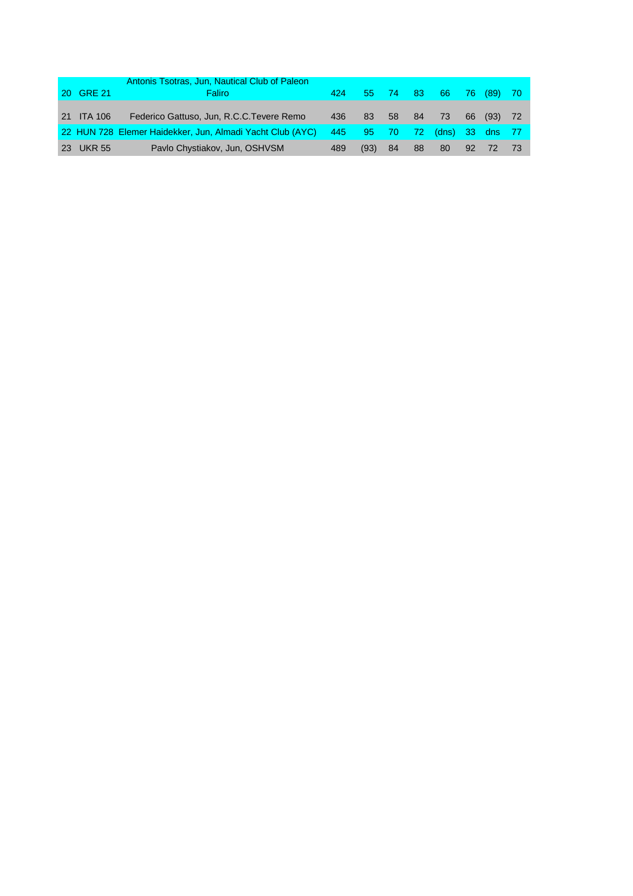| | | | | | | | | | | |
|---|---|---|---|---|---|---|---|---|---|---|
| 20 | GRE 21 | Antonis Tsotras, Jun, Nautical Club of Paleon Faliro | 424 | 55 | 74 | 83 | 66 | 76 | (89) | 70 |
| 21 | ITA 106 | Federico Gattuso, Jun, R.C.C.Tevere Remo | 436 | 83 | 58 | 84 | 73 | 66 | (93) | 72 |
| 22 | HUN 728 | Elemer Haidekker, Jun, Almadi Yacht Club (AYC) | 445 | 95 | 70 | 72 | (dns) | 33 | dns | 77 |
| 23 | UKR 55 | Pavlo Chystiakov, Jun, OSHVSM | 489 | (93) | 84 | 88 | 80 | 92 | 72 | 73 |